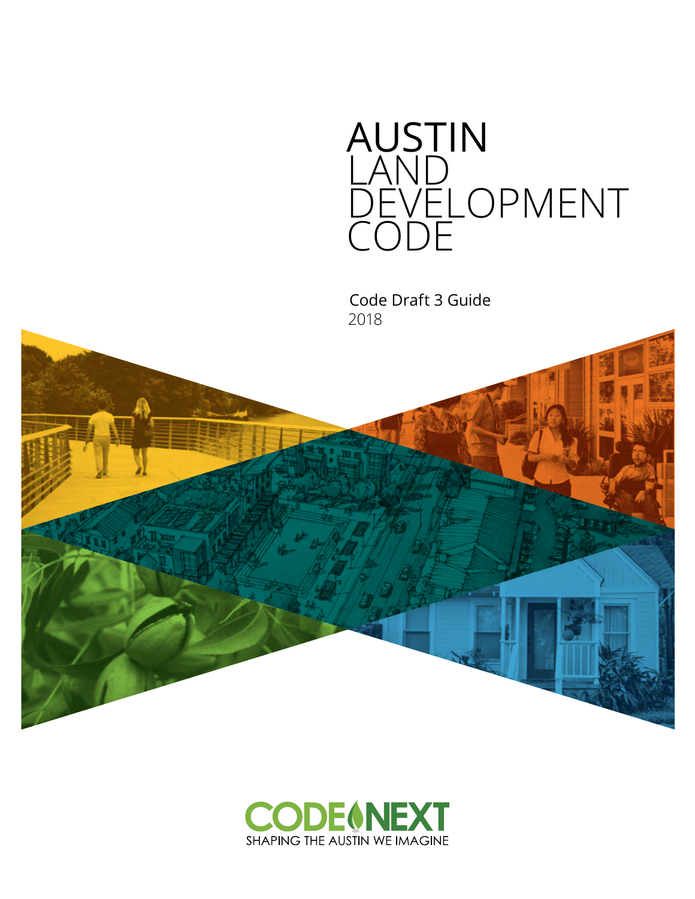# AUSTIN LAND DEVELOPMENT CODE

Code Draft 3 Guide
2018

CODE NEXT
SHAPING THE AUSTIN WE IMAGINE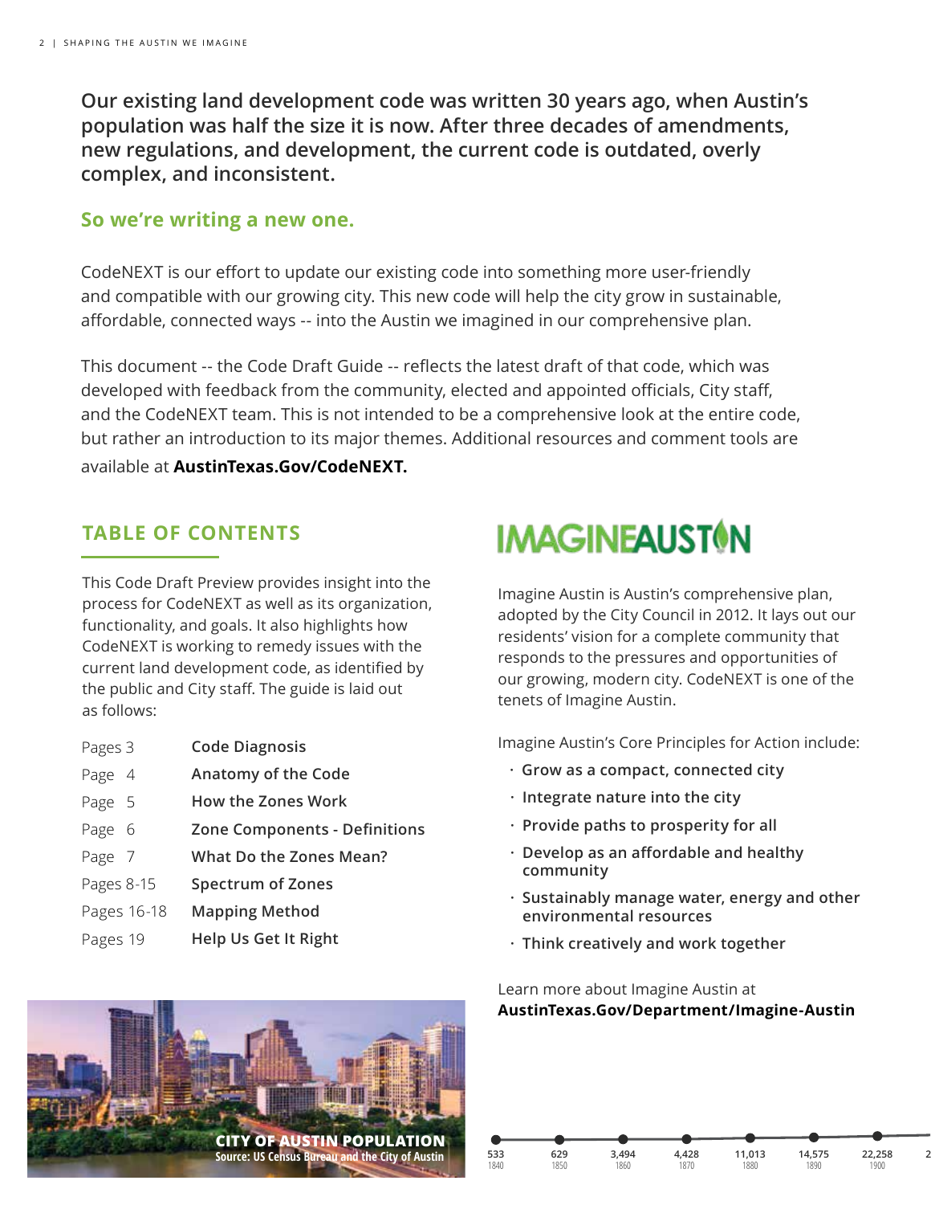**Our existing land development code was written 30 years ago, when Austin's population was half the size it is now. After three decades of amendments, new regulations, and development, the current code is outdated, overly complex, and inconsistent.**

## So we're writing a new one.

CodeNEXT is our effort to update our existing code into something more user-friendly and compatible with our growing city. This new code will help the city grow in sustainable, affordable, connected ways -- into the Austin we imagined in our comprehensive plan.

This document -- the Code Draft Guide -- reflects the latest draft of that code, which was developed with feedback from the community, elected and appointed officials, City staff, and the CodeNEXT team. This is not intended to be a comprehensive look at the entire code, but rather an introduction to its major themes. Additional resources and comment tools are available at **AustinTexas.Gov/CodeNEXT.**

## TABLE OF CONTENTS

This Code Draft Preview provides insight into the process for CodeNEXT as well as its organization, functionality, and goals. It also highlights how CodeNEXT is working to remedy issues with the current land development code, as identified by the public and City staff. The guide is laid out as follows:

| | |
|---|---|
| Pages 3 | **Code Diagnosis** |
| Page 4 | **Anatomy of the Code** |
| Page 5 | **How the Zones Work** |
| Page 6 | **Zone Components - Definitions** |
| Page 7 | **What Do the Zones Mean?** |
| Pages 8-15 | **Spectrum of Zones** |
| Pages 16-18 | **Mapping Method** |
| Pages 19 | **Help Us Get It Right** |

## IMAGINE AUSTIN

Imagine Austin is Austin's comprehensive plan, adopted by the City Council in 2012. It lays out our residents' vision for a complete community that responds to the pressures and opportunities of our growing, modern city. CodeNEXT is one of the tenets of Imagine Austin.

Imagine Austin's Core Principles for Action include:

- **Grow as a compact, connected city**
- **Integrate nature into the city**
- **Provide paths to prosperity for all**
- **Develop as an affordable and healthy community**
- **Sustainably manage water, energy and other environmental resources**
- **Think creatively and work together**

Learn more about Imagine Austin at **AustinTexas.Gov/Department/Imagine-Austin**

**CITY OF AUSTIN POPULATION**
**Source: US Census Bureau and the City of Austin**

| 1840 | 1850 | 1860 | 1870 | 1880 | 1890 | 1900 |
|---|---|---|---|---|---|---|
| 533 | 629 | 3,494 | 4,428 | 11,013 | 14,575 | 22,258 |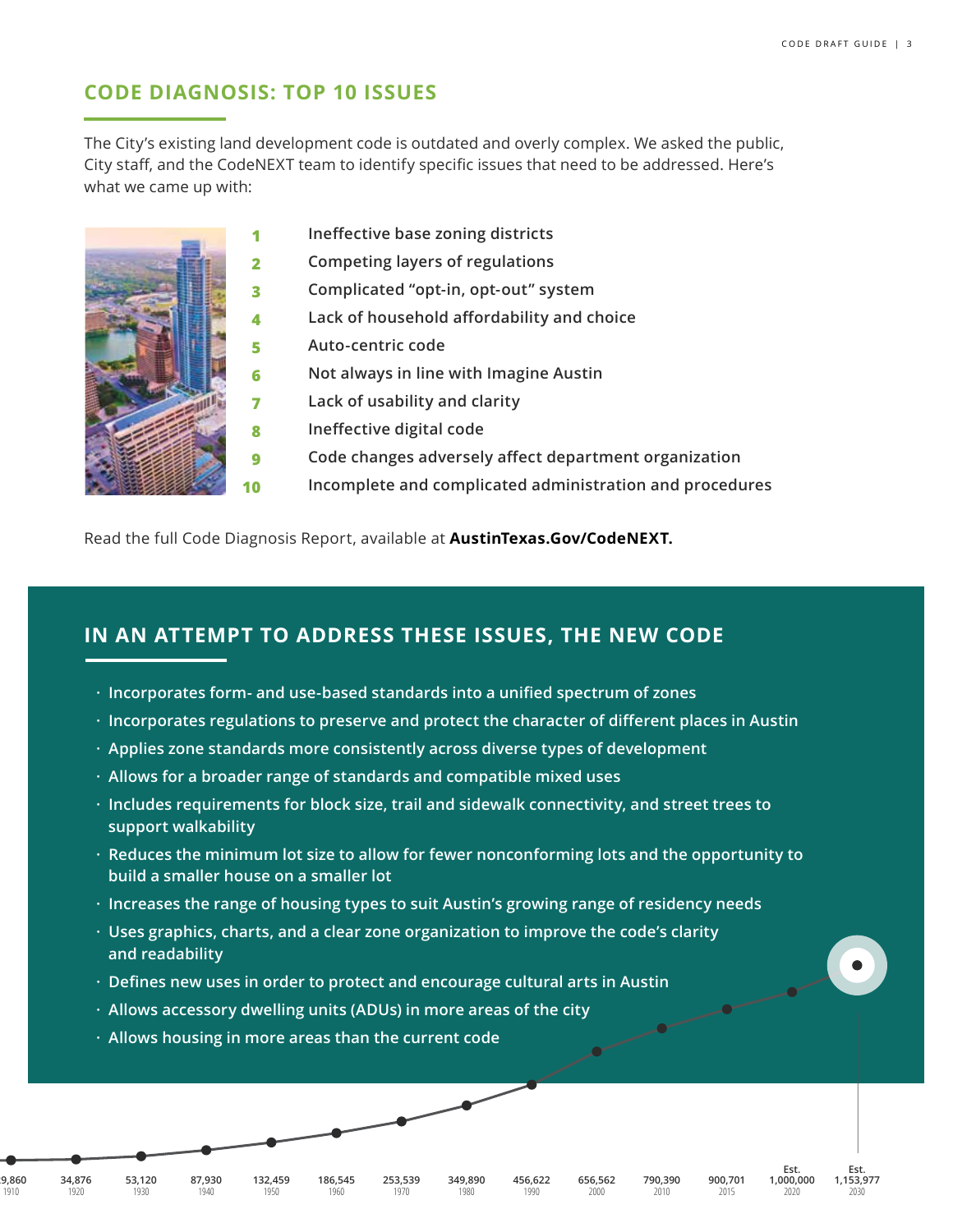## CODE DIAGNOSIS: TOP 10 ISSUES

The City's existing land development code is outdated and overly complex. We asked the public, City staff, and the CodeNEXT team to identify specific issues that need to be addressed. Here's what we came up with:

1. Ineffective base zoning districts
2. Competing layers of regulations
3. Complicated "opt-in, opt-out" system
4. Lack of household affordability and choice
5. Auto-centric code
6. Not always in line with Imagine Austin
7. Lack of usability and clarity
8. Ineffective digital code
9. Code changes adversely affect department organization
10. Incomplete and complicated administration and procedures

Read the full Code Diagnosis Report, available at **AustinTexas.Gov/CodeNEXT.**

## IN AN ATTEMPT TO ADDRESS THESE ISSUES, THE NEW CODE

- Incorporates form- and use-based standards into a unified spectrum of zones
- Incorporates regulations to preserve and protect the character of different places in Austin
- Applies zone standards more consistently across diverse types of development
- Allows for a broader range of standards and compatible mixed uses
- Includes requirements for block size, trail and sidewalk connectivity, and street trees to support walkability
- Reduces the minimum lot size to allow for fewer nonconforming lots and the opportunity to build a smaller house on a smaller lot
- Increases the range of housing types to suit Austin's growing range of residency needs
- Uses graphics, charts, and a clear zone organization to improve the code's clarity and readability
- Defines new uses in order to protect and encourage cultural arts in Austin
- Allows accessory dwelling units (ADUs) in more areas of the city
- Allows housing in more areas than the current code

| 1910 | 1920 | 1930 | 1940 | 1950 | 1960 | 1970 | 1980 | 1990 | 2000 | 2010 | 2015 | 2020 | 2030 |
|---|---|---|---|---|---|---|---|---|---|---|---|---|---|
| 9,860 | 34,876 | 53,120 | 87,930 | 132,459 | 186,545 | 253,539 | 349,890 | 456,622 | 656,562 | 790,390 | 900,701 | Est. 1,000,000 | Est. 1,153,977 |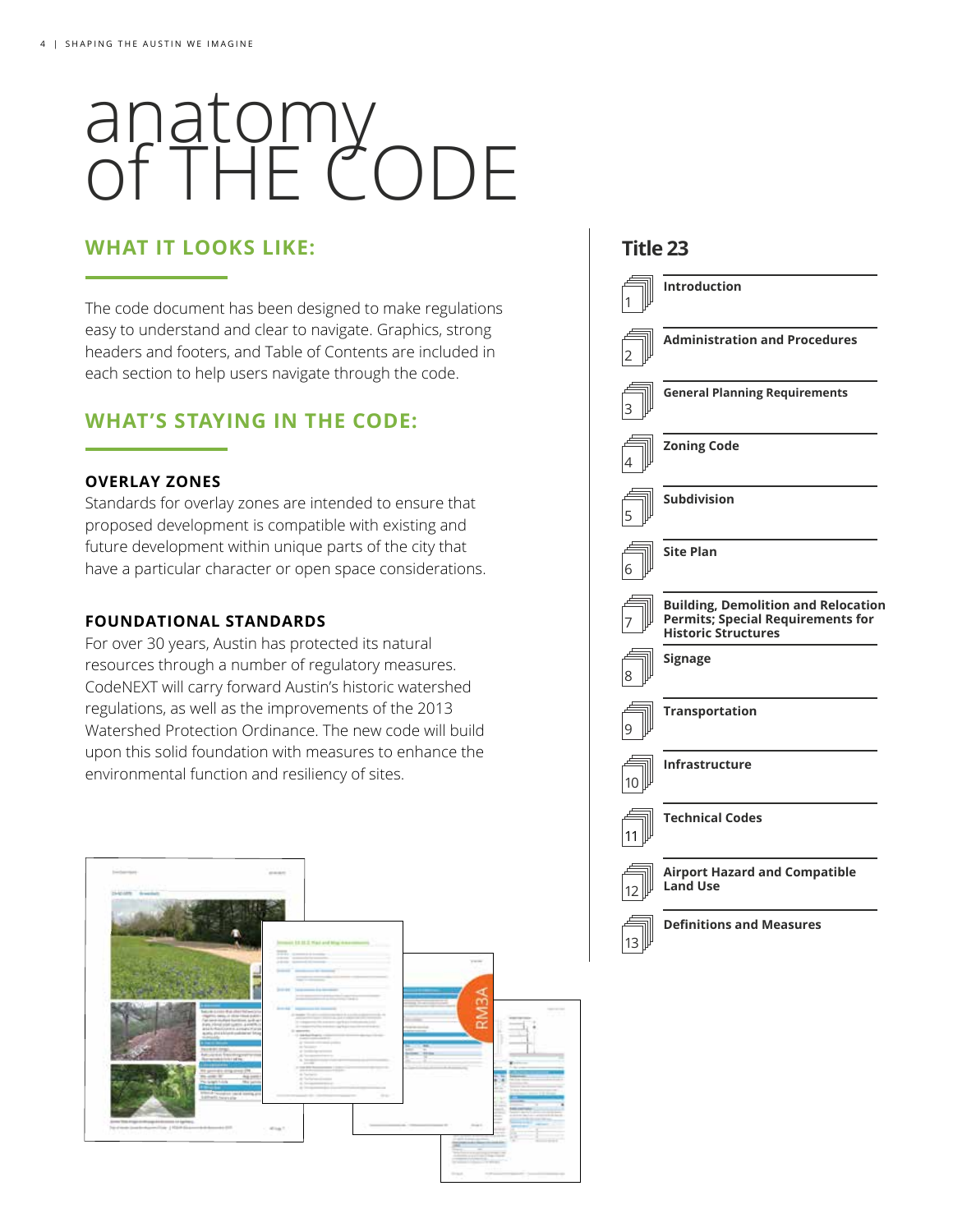# anatomy of THE CODE

## WHAT IT LOOKS LIKE:

The code document has been designed to make regulations easy to understand and clear to navigate. Graphics, strong headers and footers, and Table of Contents are included in each section to help users navigate through the code.

## WHAT'S STAYING IN THE CODE:

### OVERLAY ZONES

Standards for overlay zones are intended to ensure that proposed development is compatible with existing and future development within unique parts of the city that have a particular character or open space considerations.

### FOUNDATIONAL STANDARDS

For over 30 years, Austin has protected its natural resources through a number of regulatory measures. CodeNEXT will carry forward Austin's historic watershed regulations, as well as the improvements of the 2013 Watershed Protection Ordinance. The new code will build upon this solid foundation with measures to enhance the environmental function and resiliency of sites.

## Title 23

1. **Introduction**
2. **Administration and Procedures**
3. **General Planning Requirements**
4. **Zoning Code**
5. **Subdivision**
6. **Site Plan**
7. **Building, Demolition and Relocation Permits; Special Requirements for Historic Structures**
8. **Signage**
9. **Transportation**
10. **Infrastructure**
11. **Technical Codes**
12. **Airport Hazard and Compatible Land Use**
13. **Definitions and Measures**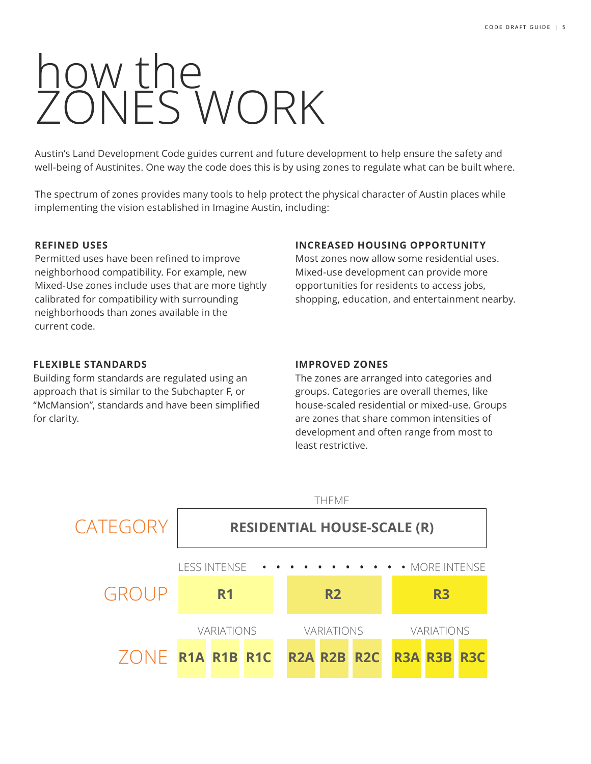# how the ZONES WORK

Austin's Land Development Code guides current and future development to help ensure the safety and well-being of Austinites. One way the code does this is by using zones to regulate what can be built where.

The spectrum of zones provides many tools to help protect the physical character of Austin places while implementing the vision established in Imagine Austin, including:

**REFINED USES**
Permitted uses have been refined to improve neighborhood compatibility. For example, new Mixed-Use zones include uses that are more tightly calibrated for compatibility with surrounding neighborhoods than zones available in the current code.

**INCREASED HOUSING OPPORTUNITY**
Most zones now allow some residential uses. Mixed-use development can provide more opportunities for residents to access jobs, shopping, education, and entertainment nearby.

**FLEXIBLE STANDARDS**
Building form standards are regulated using an approach that is similar to the Subchapter F, or "McMansion", standards and have been simplified for clarity.

**IMPROVED ZONES**
The zones are arranged into categories and groups. Categories are overall themes, like house-scaled residential or mixed-use. Groups are zones that share common intensities of development and often range from most to least restrictive.

THEME

| | | | | | | | | | |
|---|---|---|---|---|---|---|---|---|---|
| CATEGORY | RESIDENTIAL HOUSE-SCALE (R) | | | | | | | | |
| | LESS INTENSE • • • • • • • • • • • MORE INTENSE | | | | | | | | |
| GROUP | R1 | | | R2 | | | R3 | | |
| | VARIATIONS | | | VARIATIONS | | | VARIATIONS | | |
| ZONE | R1A | R1B | R1C | R2A | R2B | R2C | R3A | R3B | R3C |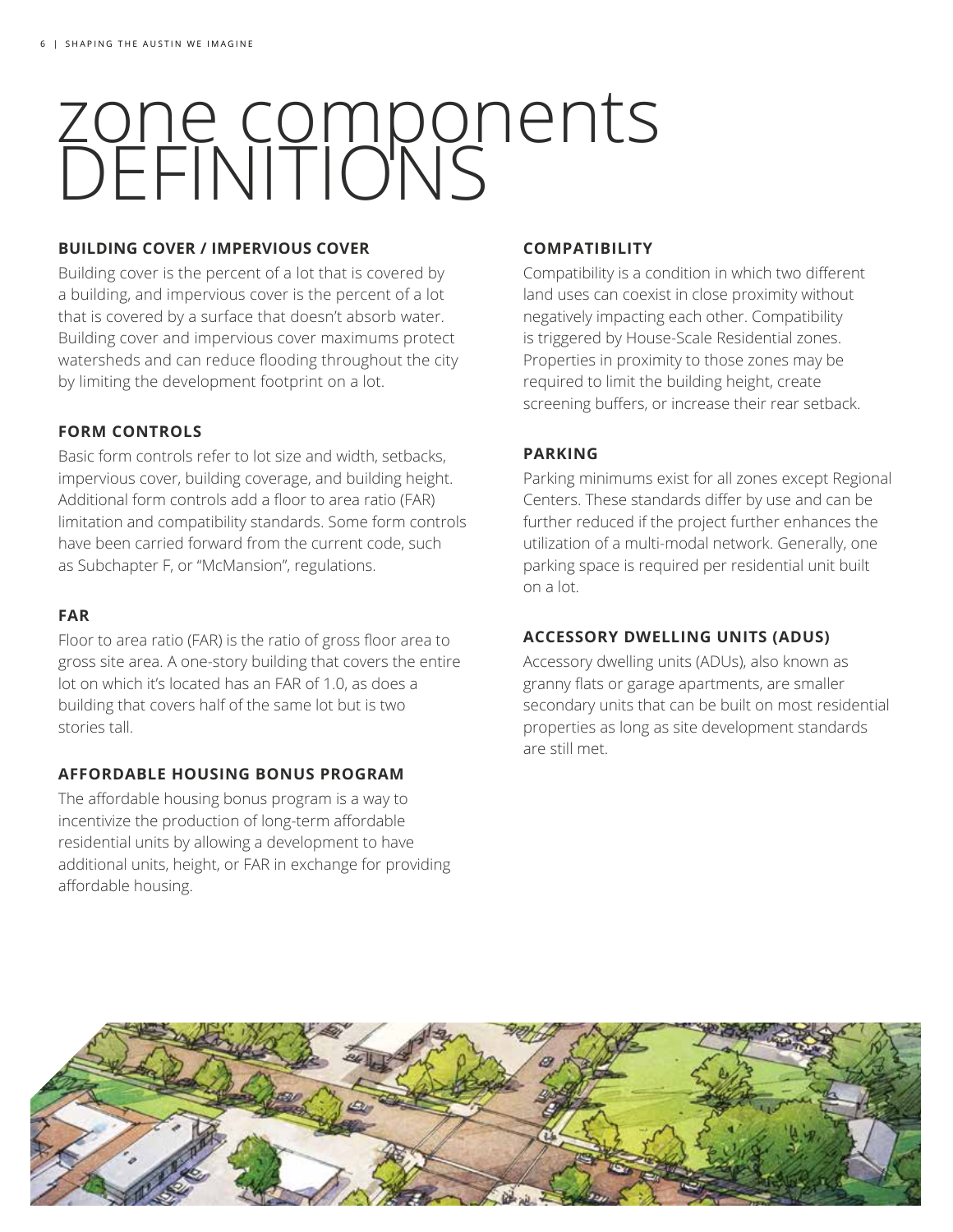# zone components DEFINITIONS

### BUILDING COVER / IMPERVIOUS COVER

Building cover is the percent of a lot that is covered by a building, and impervious cover is the percent of a lot that is covered by a surface that doesn't absorb water. Building cover and impervious cover maximums protect watersheds and can reduce flooding throughout the city by limiting the development footprint on a lot.

### FORM CONTROLS

Basic form controls refer to lot size and width, setbacks, impervious cover, building coverage, and building height. Additional form controls add a floor to area ratio (FAR) limitation and compatibility standards. Some form controls have been carried forward from the current code, such as Subchapter F, or "McMansion", regulations.

### FAR

Floor to area ratio (FAR) is the ratio of gross floor area to gross site area. A one-story building that covers the entire lot on which it's located has an FAR of 1.0, as does a building that covers half of the same lot but is two stories tall.

### AFFORDABLE HOUSING BONUS PROGRAM

The affordable housing bonus program is a way to incentivize the production of long-term affordable residential units by allowing a development to have additional units, height, or FAR in exchange for providing affordable housing.

### COMPATIBILITY

Compatibility is a condition in which two different land uses can coexist in close proximity without negatively impacting each other. Compatibility is triggered by House-Scale Residential zones. Properties in proximity to those zones may be required to limit the building height, create screening buffers, or increase their rear setback.

### PARKING

Parking minimums exist for all zones except Regional Centers. These standards differ by use and can be further reduced if the project further enhances the utilization of a multi-modal network. Generally, one parking space is required per residential unit built on a lot.

### ACCESSORY DWELLING UNITS (ADUS)

Accessory dwelling units (ADUs), also known as granny flats or garage apartments, are smaller secondary units that can be built on most residential properties as long as site development standards are still met.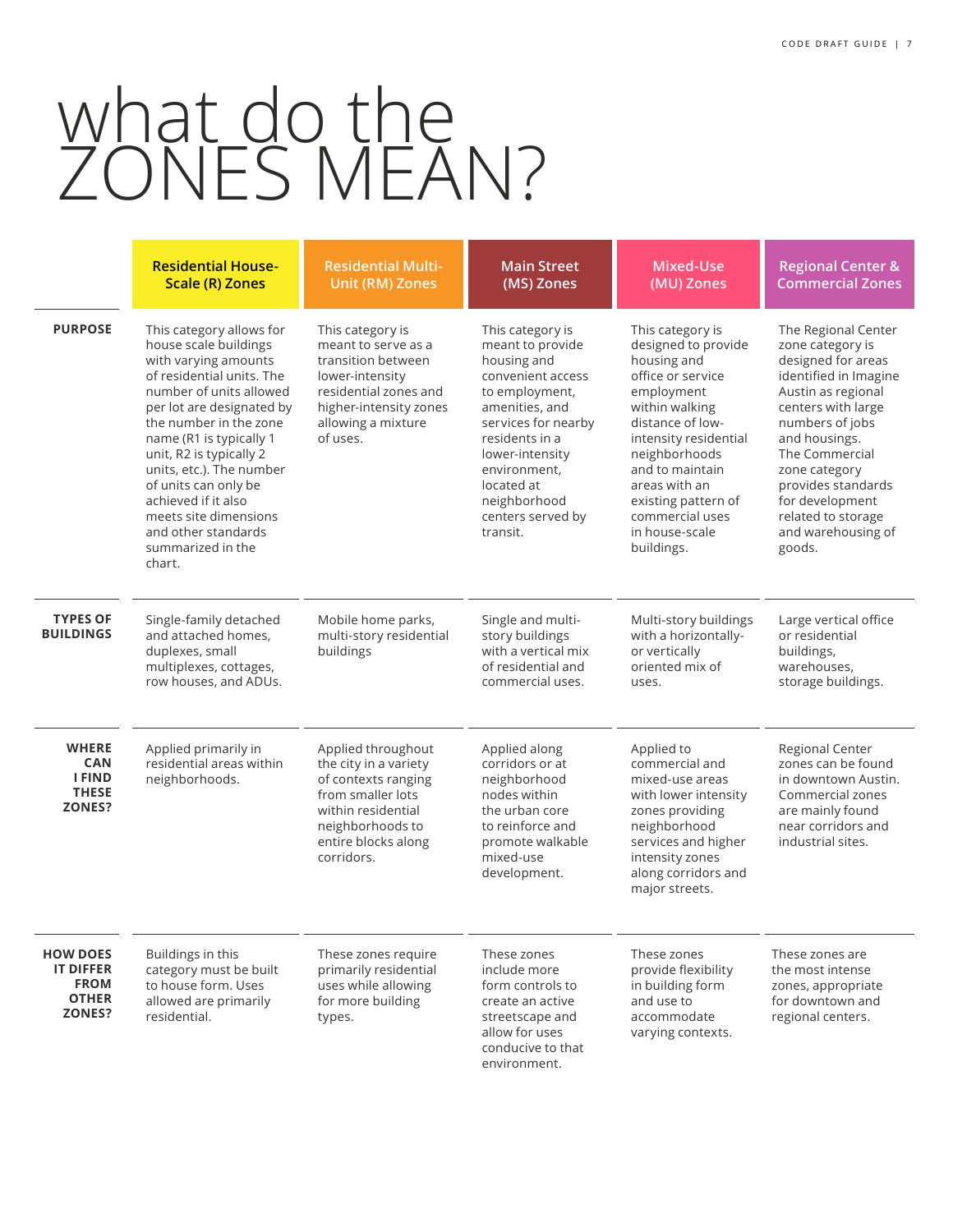# what do the ZONES MEAN?

| | Residential House-Scale (R) Zones | Residential Multi-Unit (RM) Zones | Main Street (MS) Zones | Mixed-Use (MU) Zones | Regional Center & Commercial Zones |
|---|---|---|---|---|---|
| **PURPOSE** | This category allows for house scale buildings with varying amounts of residential units. The number of units allowed per lot are designated by the number in the zone name (R1 is typically 1 unit, R2 is typically 2 units, etc.). The number of units can only be achieved if it also meets site dimensions and other standards summarized in the chart. | This category is meant to serve as a transition between lower-intensity residential zones and higher-intensity zones allowing a mixture of uses. | This category is meant to provide housing and convenient access to employment, amenities, and services for nearby residents in a lower-intensity environment, located at neighborhood centers served by transit. | This category is designed to provide housing and office or service employment within walking distance of low-intensity residential neighborhoods and to maintain areas with an existing pattern of commercial uses in house-scale buildings. | The Regional Center zone category is designed for areas identified in Imagine Austin as regional centers with large numbers of jobs and housings. The Commercial zone category provides standards for development related to storage and warehousing of goods. |
| **TYPES OF BUILDINGS** | Single-family detached and attached homes, duplexes, small multiplexes, cottages, row houses, and ADUs. | Mobile home parks, multi-story residential buildings | Single and multi-story buildings with a vertical mix of residential and commercial uses. | Multi-story buildings with a horizontally- or vertically oriented mix of uses. | Large vertical office or residential buildings, warehouses, storage buildings. |
| **WHERE CAN I FIND THESE ZONES?** | Applied primarily in residential areas within neighborhoods. | Applied throughout the city in a variety of contexts ranging from smaller lots within residential neighborhoods to entire blocks along corridors. | Applied along corridors or at neighborhood nodes within the urban core to reinforce and promote walkable mixed-use development. | Applied to commercial and mixed-use areas with lower intensity zones providing neighborhood services and higher intensity zones along corridors and major streets. | Regional Center zones can be found in downtown Austin. Commercial zones are mainly found near corridors and industrial sites. |
| **HOW DOES IT DIFFER FROM OTHER ZONES?** | Buildings in this category must be built to house form. Uses allowed are primarily residential. | These zones require primarily residential uses while allowing for more building types. | These zones include more form controls to create an active streetscape and allow for uses conducive to that environment. | These zones provide flexibility in building form and use to accommodate varying contexts. | These zones are the most intense zones, appropriate for downtown and regional centers. |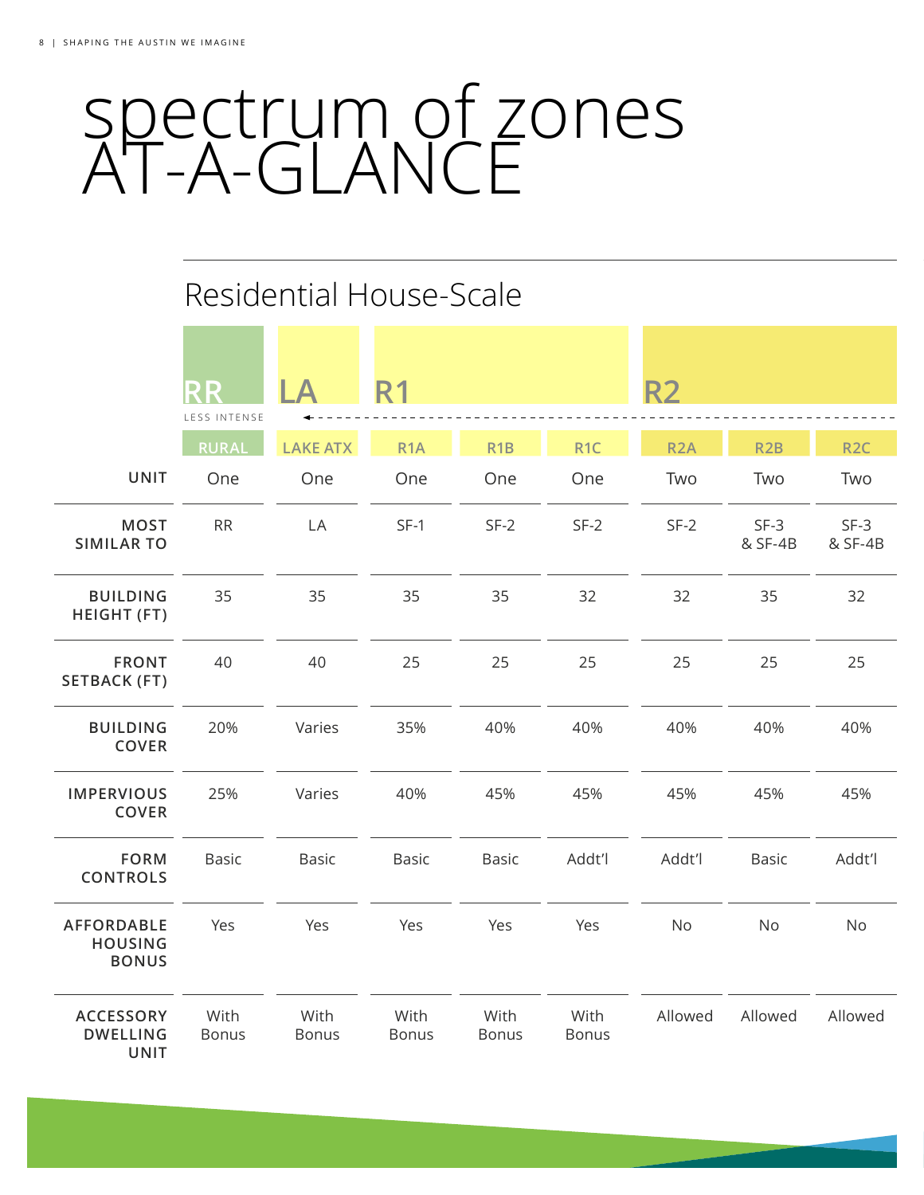# spectrum of zones AT-A-GLANCE

## Residential House-Scale

| | RR | LA | R1 | | | R2 | | |
|---|---|---|---|---|---|---|---|---|
| | LESS INTENSE | | | | | | | |
| | RURAL | LAKE ATX | R1A | R1B | R1C | R2A | R2B | R2C |
| **UNIT** | One | One | One | One | One | Two | Two | Two |
| **MOST SIMILAR TO** | RR | LA | SF-1 | SF-2 | SF-2 | SF-2 | SF-3 & SF-4B | SF-3 & SF-4B |
| **BUILDING HEIGHT (FT)** | 35 | 35 | 35 | 35 | 32 | 32 | 35 | 32 |
| **FRONT SETBACK (FT)** | 40 | 40 | 25 | 25 | 25 | 25 | 25 | 25 |
| **BUILDING COVER** | 20% | Varies | 35% | 40% | 40% | 40% | 40% | 40% |
| **IMPERVIOUS COVER** | 25% | Varies | 40% | 45% | 45% | 45% | 45% | 45% |
| **FORM CONTROLS** | Basic | Basic | Basic | Basic | Addt'l | Addt'l | Basic | Addt'l |
| **AFFORDABLE HOUSING BONUS** | Yes | Yes | Yes | Yes | Yes | No | No | No |
| **ACCESSORY DWELLING UNIT** | With Bonus | With Bonus | With Bonus | With Bonus | With Bonus | Allowed | Allowed | Allowed |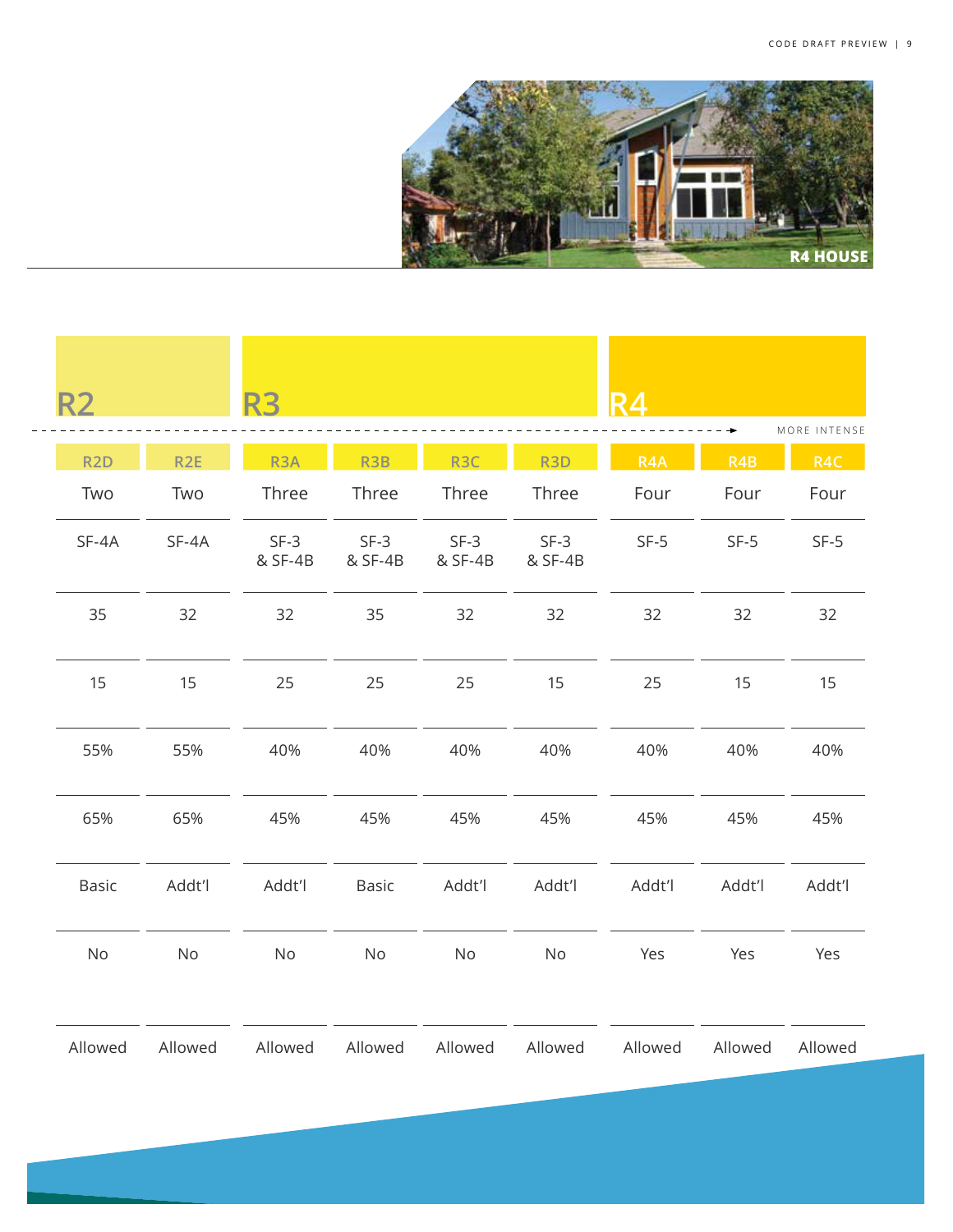R4 HOUSE

| R2 | | R3 | | | | R4 | | |
|---|---|---|---|---|---|---|---|---|
| | | | | | | | | MORE INTENSE |
| R2D | R2E | R3A | R3B | R3C | R3D | R4A | R4B | R4C |
| Two | Two | Three | Three | Three | Three | Four | Four | Four |
| SF-4A | SF-4A | SF-3 & SF-4B | SF-3 & SF-4B | SF-3 & SF-4B | SF-3 & SF-4B | SF-5 | SF-5 | SF-5 |
| 35 | 32 | 32 | 35 | 32 | 32 | 32 | 32 | 32 |
| 15 | 15 | 25 | 25 | 25 | 15 | 25 | 15 | 15 |
| 55% | 55% | 40% | 40% | 40% | 40% | 40% | 40% | 40% |
| 65% | 65% | 45% | 45% | 45% | 45% | 45% | 45% | 45% |
| Basic | Addt'l | Addt'l | Basic | Addt'l | Addt'l | Addt'l | Addt'l | Addt'l |
| No | No | No | No | No | No | Yes | Yes | Yes |
| Allowed | Allowed | Allowed | Allowed | Allowed | Allowed | Allowed | Allowed | Allowed |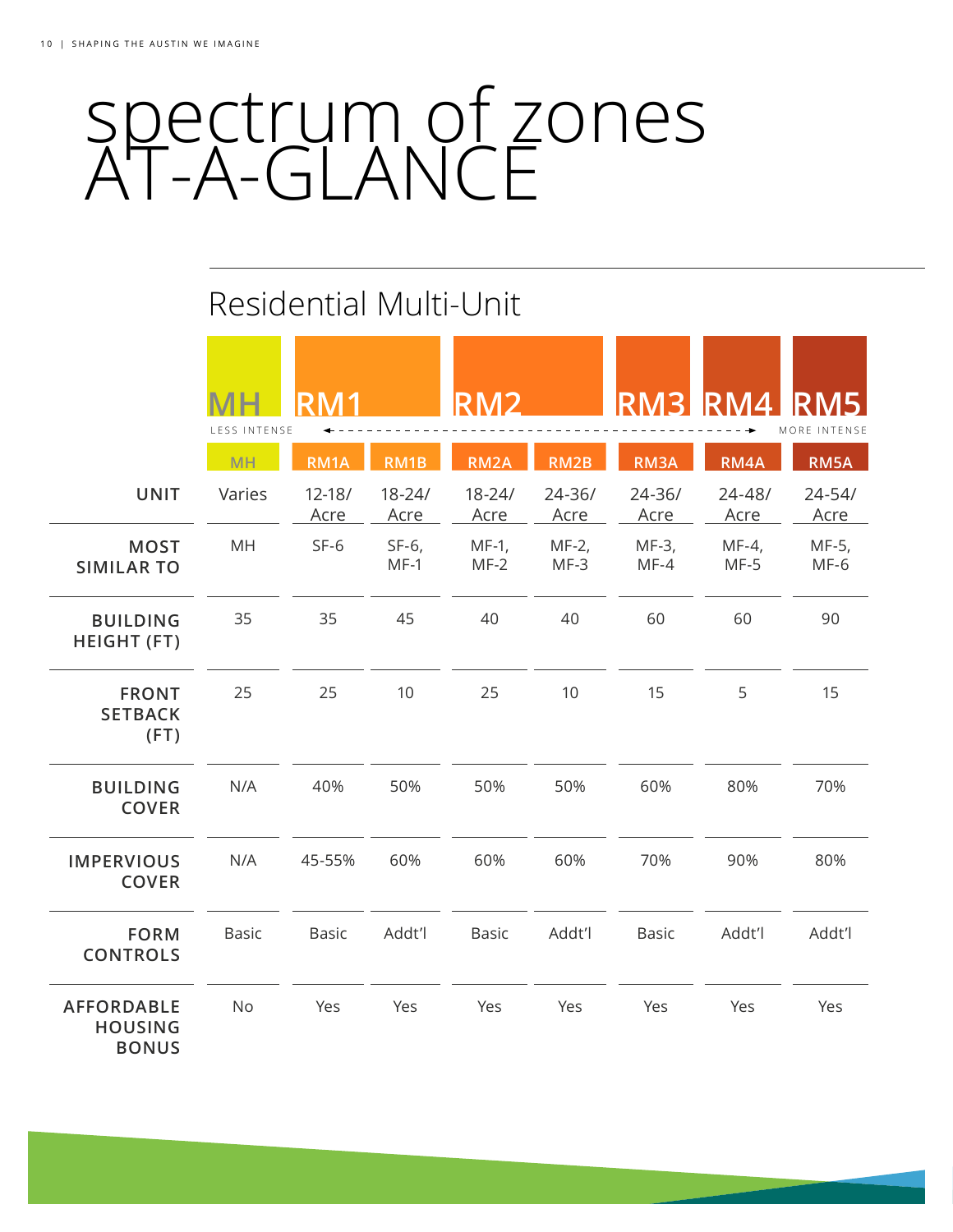# spectrum of zones AT-A-GLANCE

## Residential Multi-Unit

| | MH | RM1 | | RM2 | | RM3 | RM4 | RM5 |
|---|---|---|---|---|---|---|---|---|
| | LESS INTENSE | | | | | | | MORE INTENSE |
| | MH | RM1A | RM1B | RM2A | RM2B | RM3A | RM4A | RM5A |
| UNIT | Varies | 12-18/ Acre | 18-24/ Acre | 18-24/ Acre | 24-36/ Acre | 24-36/ Acre | 24-48/ Acre | 24-54/ Acre |
| MOST SIMILAR TO | MH | SF-6 | SF-6, MF-1 | MF-1, MF-2 | MF-2, MF-3 | MF-3, MF-4 | MF-4, MF-5 | MF-5, MF-6 |
| BUILDING HEIGHT (FT) | 35 | 35 | 45 | 40 | 40 | 60 | 60 | 90 |
| FRONT SETBACK (FT) | 25 | 25 | 10 | 25 | 10 | 15 | 5 | 15 |
| BUILDING COVER | N/A | 40% | 50% | 50% | 50% | 60% | 80% | 70% |
| IMPERVIOUS COVER | N/A | 45-55% | 60% | 60% | 60% | 70% | 90% | 80% |
| FORM CONTROLS | Basic | Basic | Addt'l | Basic | Addt'l | Basic | Addt'l | Addt'l |
| AFFORDABLE HOUSING BONUS | No | Yes | Yes | Yes | Yes | Yes | Yes | Yes |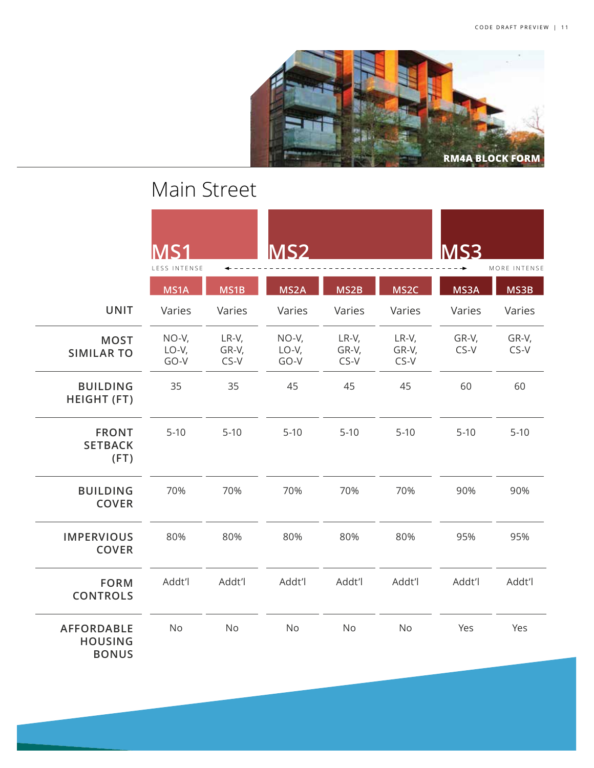RM4A BLOCK FORM

## Main Street

LESS INTENSE ← → MORE INTENSE

| | MS1 | | MS2 | | | MS3 | |
|---|---|---|---|---|---|---|---|
| | MS1A | MS1B | MS2A | MS2B | MS2C | MS3A | MS3B |
| UNIT | Varies | Varies | Varies | Varies | Varies | Varies | Varies |
| MOST SIMILAR TO | NO-V, LO-V, GO-V | LR-V, GR-V, CS-V | NO-V, LO-V, GO-V | LR-V, GR-V, CS-V | LR-V, GR-V, CS-V | GR-V, CS-V | GR-V, CS-V |
| BUILDING HEIGHT (FT) | 35 | 35 | 45 | 45 | 45 | 60 | 60 |
| FRONT SETBACK (FT) | 5-10 | 5-10 | 5-10 | 5-10 | 5-10 | 5-10 | 5-10 |
| BUILDING COVER | 70% | 70% | 70% | 70% | 70% | 90% | 90% |
| IMPERVIOUS COVER | 80% | 80% | 80% | 80% | 80% | 95% | 95% |
| FORM CONTROLS | Addt'l | Addt'l | Addt'l | Addt'l | Addt'l | Addt'l | Addt'l |
| AFFORDABLE HOUSING BONUS | No | No | No | No | No | Yes | Yes |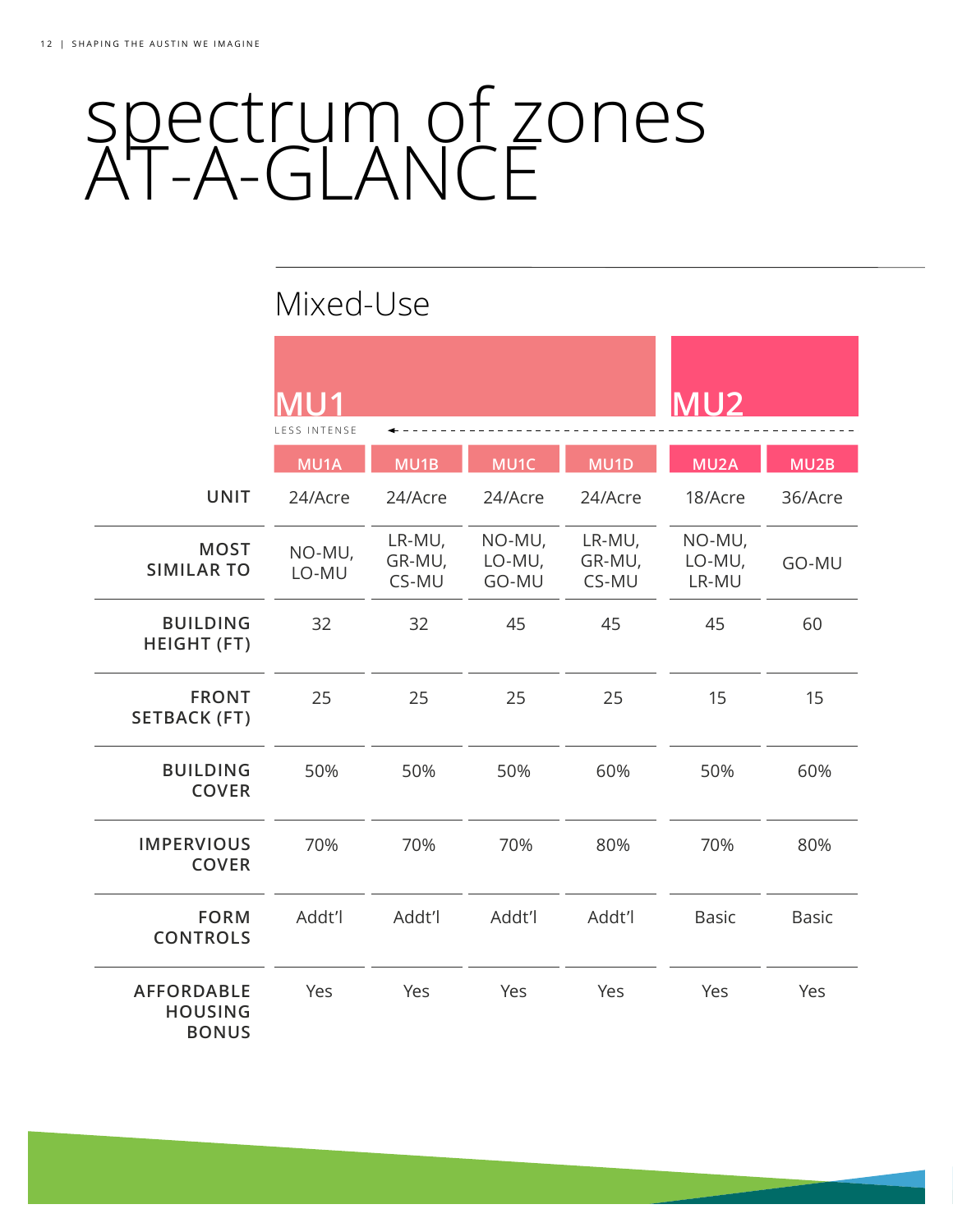# spectrum of zones AT-A-GLANCE

## Mixed-Use

| | MU1 | | | | MU2 | |
|---|---|---|---|---|---|---|
| | LESS INTENSE | | | | | |
| | MU1A | MU1B | MU1C | MU1D | MU2A | MU2B |
| UNIT | 24/Acre | 24/Acre | 24/Acre | 24/Acre | 18/Acre | 36/Acre |
| MOST SIMILAR TO | NO-MU, LO-MU | LR-MU, GR-MU, CS-MU | NO-MU, LO-MU, GO-MU | LR-MU, GR-MU, CS-MU | NO-MU, LO-MU, LR-MU | GO-MU |
| BUILDING HEIGHT (FT) | 32 | 32 | 45 | 45 | 45 | 60 |
| FRONT SETBACK (FT) | 25 | 25 | 25 | 25 | 15 | 15 |
| BUILDING COVER | 50% | 50% | 50% | 60% | 50% | 60% |
| IMPERVIOUS COVER | 70% | 70% | 70% | 80% | 70% | 80% |
| FORM CONTROLS | Addt'l | Addt'l | Addt'l | Addt'l | Basic | Basic |
| AFFORDABLE HOUSING BONUS | Yes | Yes | Yes | Yes | Yes | Yes |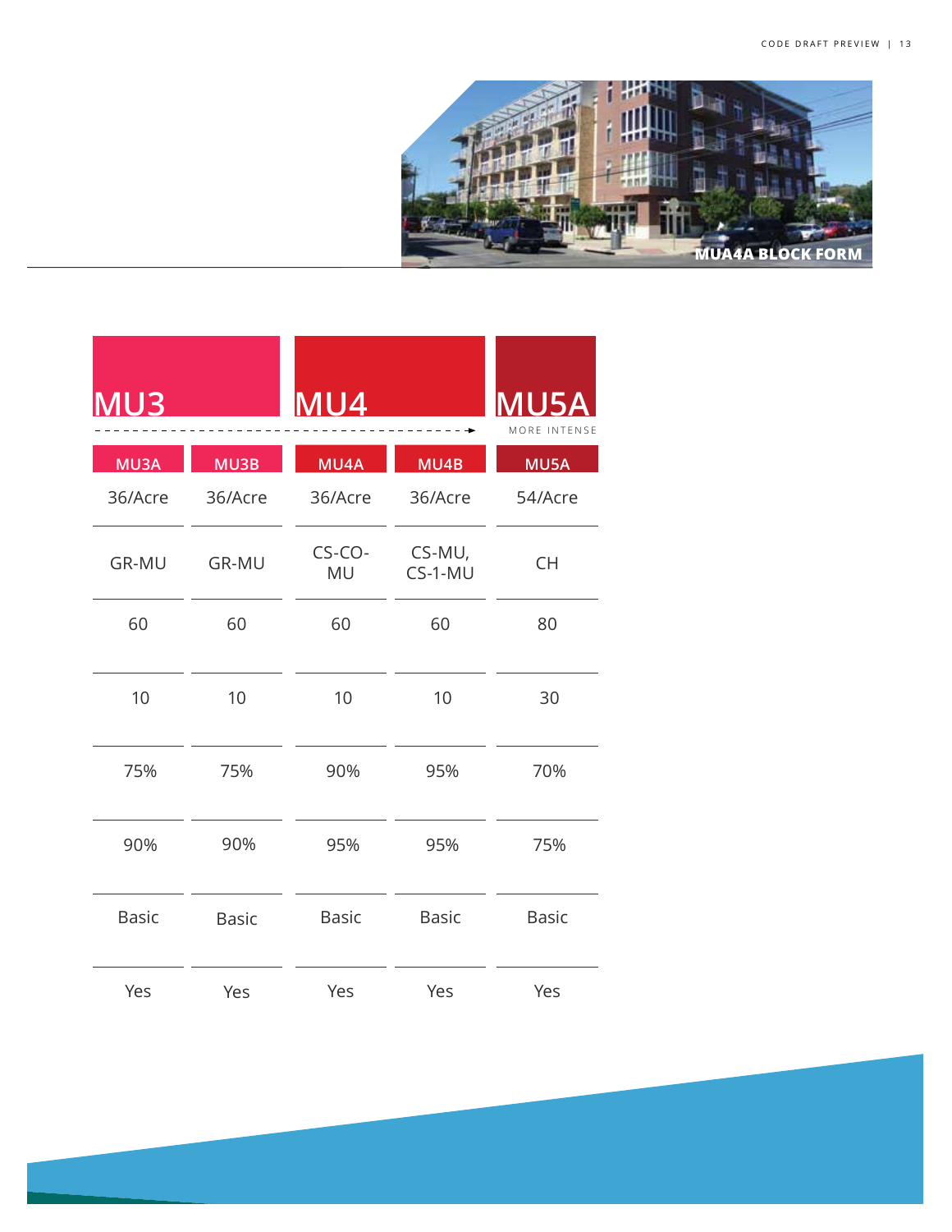MUA4A BLOCK FORM

| MU3 | | MU4 | | MU5A |
|---|---|---|---|---|
| | | | | MORE INTENSE |
| MU3A | MU3B | MU4A | MU4B | MU5A |
| 36/Acre | 36/Acre | 36/Acre | 36/Acre | 54/Acre |
| GR-MU | GR-MU | CS-CO-MU | CS-MU, CS-1-MU | CH |
| 60 | 60 | 60 | 60 | 80 |
| 10 | 10 | 10 | 10 | 30 |
| 75% | 75% | 90% | 95% | 70% |
| 90% | 90% | 95% | 95% | 75% |
| Basic | Basic | Basic | Basic | Basic |
| Yes | Yes | Yes | Yes | Yes |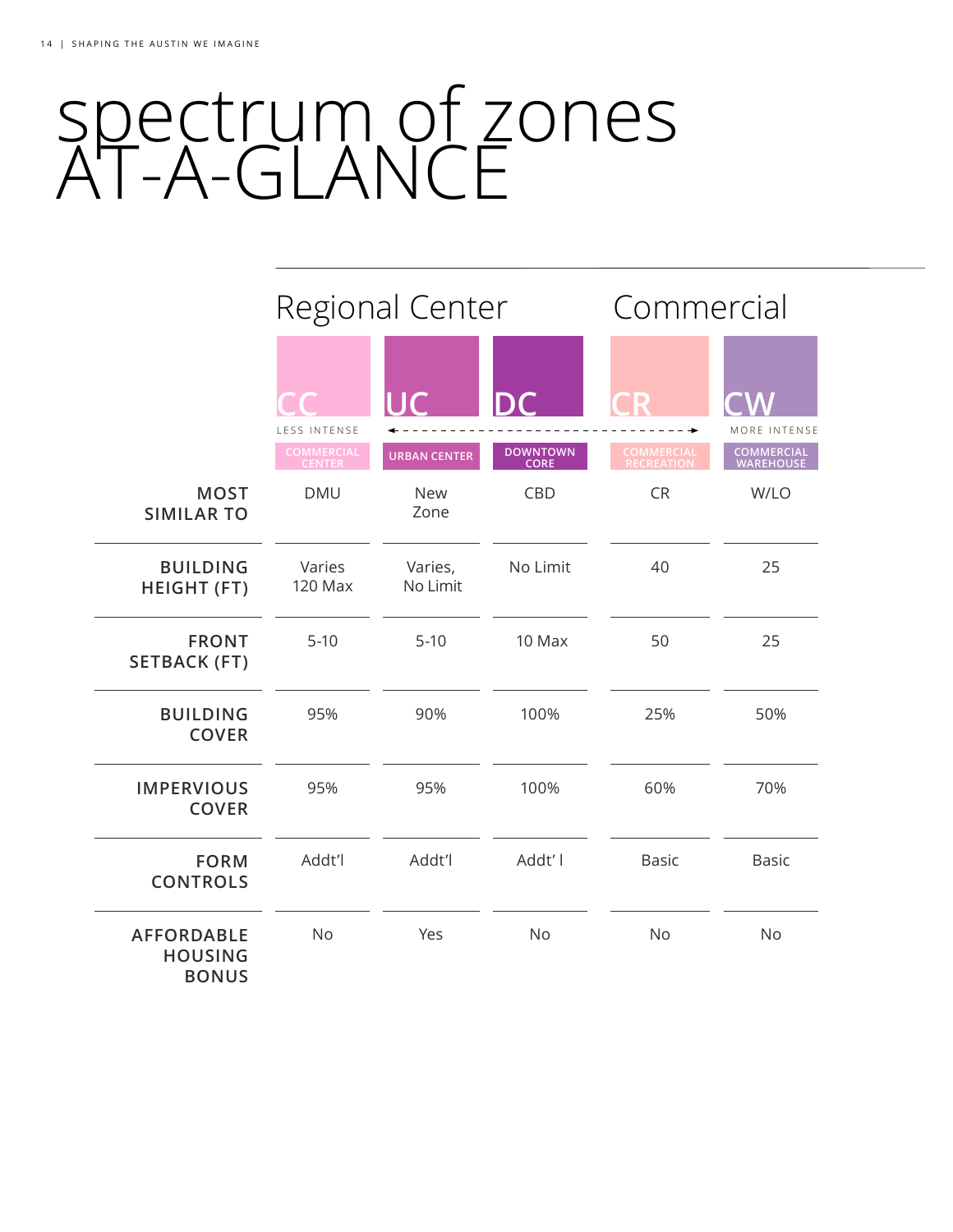# spectrum of zones AT-A-GLANCE

| | Regional Center | | | Commercial | |
|---|---|---|---|---|---|
| | CC | UC | DC | CR | CW |
| | LESS INTENSE ← | | | → | MORE INTENSE |
| | COMMERCIAL CENTER | URBAN CENTER | DOWNTOWN CORE | COMMERCIAL RECREATION | COMMERCIAL WAREHOUSE |
| **MOST SIMILAR TO** | DMU | New Zone | CBD | CR | W/LO |
| **BUILDING HEIGHT (FT)** | Varies 120 Max | Varies, No Limit | No Limit | 40 | 25 |
| **FRONT SETBACK (FT)** | 5-10 | 5-10 | 10 Max | 50 | 25 |
| **BUILDING COVER** | 95% | 90% | 100% | 25% | 50% |
| **IMPERVIOUS COVER** | 95% | 95% | 100% | 60% | 70% |
| **FORM CONTROLS** | Addt'l | Addt'l | Addt' l | Basic | Basic |
| **AFFORDABLE HOUSING BONUS** | No | Yes | No | No | No |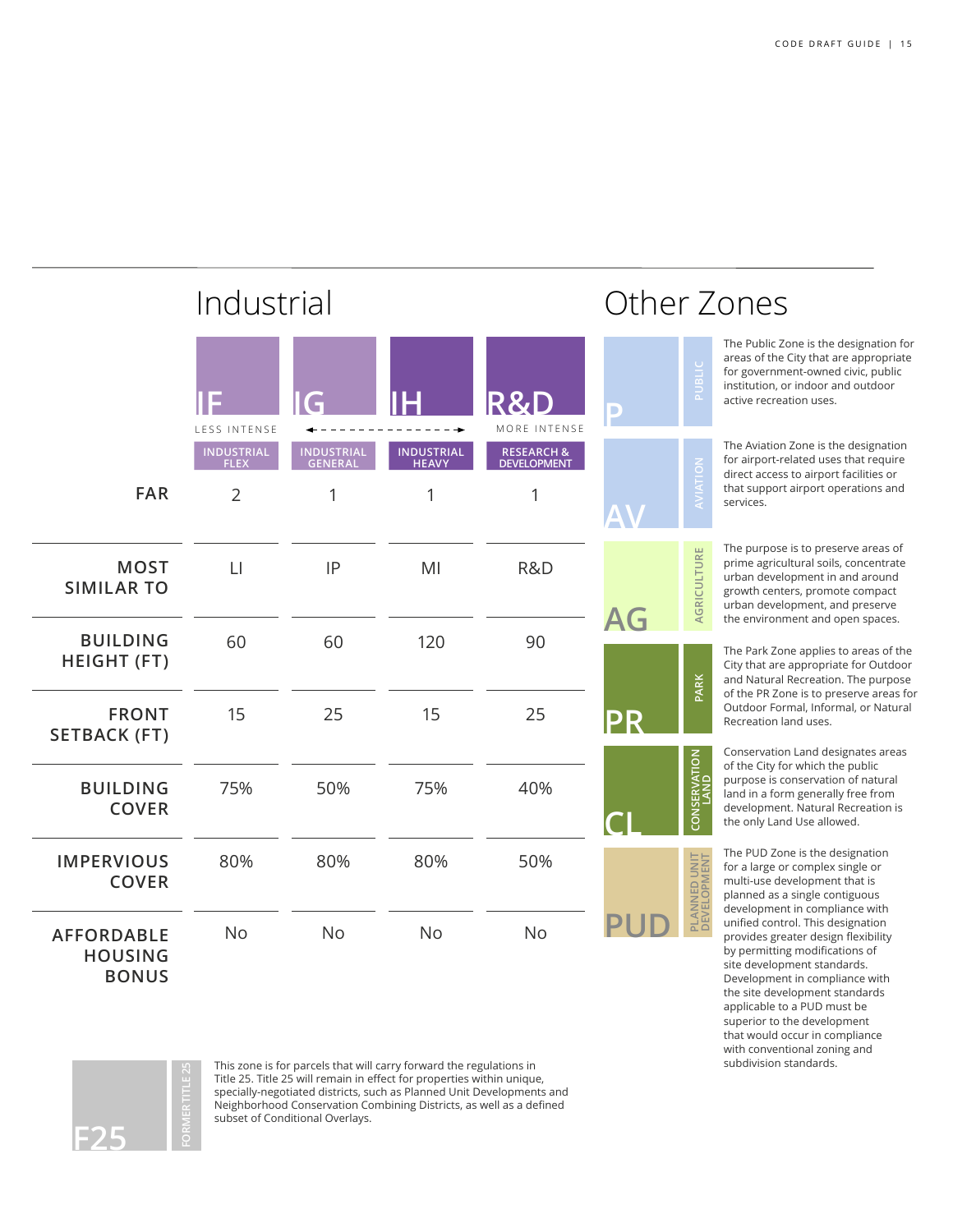## Industrial

| | IF | IG | IH | R&D |
|---|---|---|---|---|
| | LESS INTENSE | ← → | | MORE INTENSE |
| | INDUSTRIAL FLEX | INDUSTRIAL GENERAL | INDUSTRIAL HEAVY | RESEARCH & DEVELOPMENT |
| **FAR** | 2 | 1 | 1 | 1 |
| **MOST SIMILAR TO** | LI | IP | MI | R&D |
| **BUILDING HEIGHT (FT)** | 60 | 60 | 120 | 90 |
| **FRONT SETBACK (FT)** | 15 | 25 | 15 | 25 |
| **BUILDING COVER** | 75% | 50% | 75% | 40% |
| **IMPERVIOUS COVER** | 80% | 80% | 80% | 50% |
| **AFFORDABLE HOUSING BONUS** | No | No | No | No |

**F25** — FORMER TITLE 25

This zone is for parcels that will carry forward the regulations in Title 25. Title 25 will remain in effect for properties within unique, specially-negotiated districts, such as Planned Unit Developments and Neighborhood Conservation Combining Districts, as well as a defined subset of Conditional Overlays.

## Other Zones

**P** — PUBLIC

The Public Zone is the designation for areas of the City that are appropriate for government-owned civic, public institution, or indoor and outdoor active recreation uses.

**AV** — AVIATION

The Aviation Zone is the designation for airport-related uses that require direct access to airport facilities or that support airport operations and services.

**AG** — AGRICULTURE

The purpose is to preserve areas of prime agricultural soils, concentrate urban development in and around growth centers, promote compact urban development, and preserve the environment and open spaces.

**PR** — PARK

The Park Zone applies to areas of the City that are appropriate for Outdoor and Natural Recreation. The purpose of the PR Zone is to preserve areas for Outdoor Formal, Informal, or Natural Recreation land uses.

**CL** — CONSERVATION LAND

Conservation Land designates areas of the City for which the public purpose is conservation of natural land in a form generally free from development. Natural Recreation is the only Land Use allowed.

**PUD** — PLANNED UNIT DEVELOPMENT

The PUD Zone is the designation for a large or complex single or multi-use development that is planned as a single contiguous development in compliance with unified control. This designation provides greater design flexibility by permitting modifications of site development standards. Development in compliance with the site development standards applicable to a PUD must be superior to the development that would occur in compliance with conventional zoning and subdivision standards.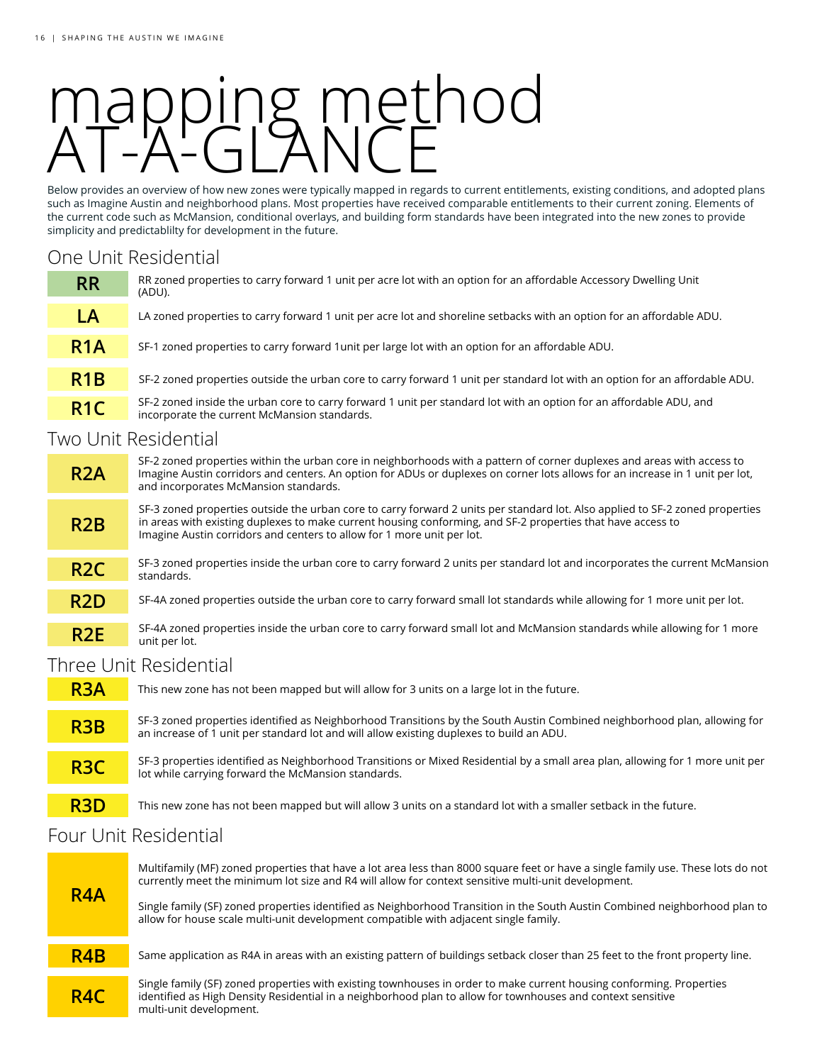# mapping method AT-A-GLANCE

Below provides an overview of how new zones were typically mapped in regards to current entitlements, existing conditions, and adopted plans such as Imagine Austin and neighborhood plans. Most properties have received comparable entitlements to their current zoning. Elements of the current code such as McMansion, conditional overlays, and building form standards have been integrated into the new zones to provide simplicity and predictablilty for development in the future.

## One Unit Residential

| Zone | Description |
| --- | --- |
| **RR** | RR zoned properties to carry forward 1 unit per acre lot with an option for an affordable Accessory Dwelling Unit (ADU). |
| **LA** | LA zoned properties to carry forward 1 unit per acre lot and shoreline setbacks with an option for an affordable ADU. |
| **R1A** | SF-1 zoned properties to carry forward 1unit per large lot with an option for an affordable ADU. |
| **R1B** | SF-2 zoned properties outside the urban core to carry forward 1 unit per standard lot with an option for an affordable ADU. |
| **R1C** | SF-2 zoned inside the urban core to carry forward 1 unit per standard lot with an option for an affordable ADU, and incorporate the current McMansion standards. |

## Two Unit Residential

| Zone | Description |
| --- | --- |
| **R2A** | SF-2 zoned properties within the urban core in neighborhoods with a pattern of corner duplexes and areas with access to Imagine Austin corridors and centers. An option for ADUs or duplexes on corner lots allows for an increase in 1 unit per lot, and incorporates McMansion standards. |
| **R2B** | SF-3 zoned properties outside the urban core to carry forward 2 units per standard lot. Also applied to SF-2 zoned properties in areas with existing duplexes to make current housing conforming, and SF-2 properties that have access to Imagine Austin corridors and centers to allow for 1 more unit per lot. |
| **R2C** | SF-3 zoned properties inside the urban core to carry forward 2 units per standard lot and incorporates the current McMansion standards. |
| **R2D** | SF-4A zoned properties outside the urban core to carry forward small lot standards while allowing for 1 more unit per lot. |
| **R2E** | SF-4A zoned properties inside the urban core to carry forward small lot and McMansion standards while allowing for 1 more unit per lot. |

## Three Unit Residential

| Zone | Description |
| --- | --- |
| **R3A** | This new zone has not been mapped but will allow for 3 units on a large lot in the future. |
| **R3B** | SF-3 zoned properties identified as Neighborhood Transitions by the South Austin Combined neighborhood plan, allowing for an increase of 1 unit per standard lot and will allow existing duplexes to build an ADU. |
| **R3C** | SF-3 properties identified as Neighborhood Transitions or Mixed Residential by a small area plan, allowing for 1 more unit per lot while carrying forward the McMansion standards. |
| **R3D** | This new zone has not been mapped but will allow 3 units on a standard lot with a smaller setback in the future. |

## Four Unit Residential

| Zone | Description |
| --- | --- |
| **R4A** | Multifamily (MF) zoned properties that have a lot area less than 8000 square feet or have a single family use. These lots do not currently meet the minimum lot size and R4 will allow for context sensitive multi-unit development.<br><br>Single family (SF) zoned properties identified as Neighborhood Transition in the South Austin Combined neighborhood plan to allow for house scale multi-unit development compatible with adjacent single family. |
| **R4B** | Same application as R4A in areas with an existing pattern of buildings setback closer than 25 feet to the front property line. |
| **R4C** | Single family (SF) zoned properties with existing townhouses in order to make current housing conforming. Properties identified as High Density Residential in a neighborhood plan to allow for townhouses and context sensitive multi-unit development. |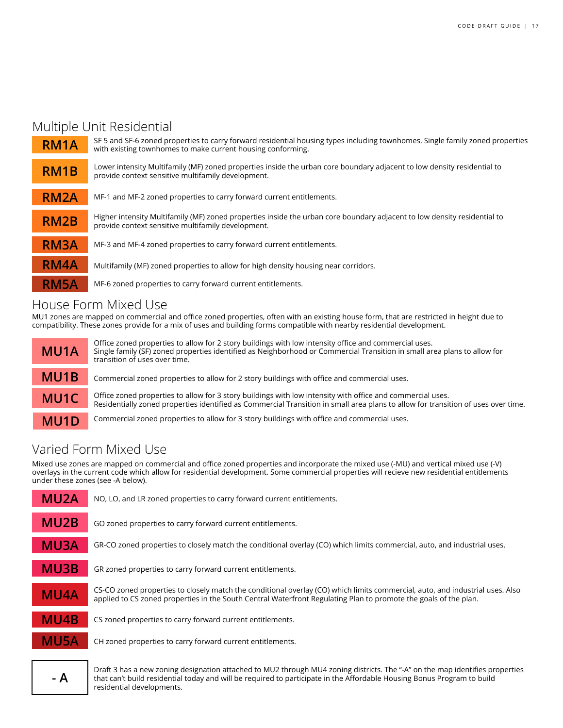## Multiple Unit Residential

| Zone | Description |
| --- | --- |
| **RM1A** | SF 5 and SF-6 zoned properties to carry forward residential housing types including townhomes. Single family zoned properties with existing townhomes to make current housing conforming. |
| **RM1B** | Lower intensity Multifamily (MF) zoned properties inside the urban core boundary adjacent to low density residential to provide context sensitive multifamily development. |
| **RM2A** | MF-1 and MF-2 zoned properties to carry forward current entitlements. |
| **RM2B** | Higher intensity Multifamily (MF) zoned properties inside the urban core boundary adjacent to low density residential to provide context sensitive multifamily development. |
| **RM3A** | MF-3 and MF-4 zoned properties to carry forward current entitlements. |
| **RM4A** | Multifamily (MF) zoned properties to allow for high density housing near corridors. |
| **RM5A** | MF-6 zoned properties to carry forward current entitlements. |

## House Form Mixed Use

MU1 zones are mapped on commercial and office zoned properties, often with an existing house form, that are restricted in height due to compatibility. These zones provide for a mix of uses and building forms compatible with nearby residential development.

| Zone | Description |
| --- | --- |
| **MU1A** | Office zoned properties to allow for 2 story buildings with low intensity office and commercial uses. Single family (SF) zoned properties identified as Neighborhood or Commercial Transition in small area plans to allow for transition of uses over time. |
| **MU1B** | Commercial zoned properties to allow for 2 story buildings with office and commercial uses. |
| **MU1C** | Office zoned properties to allow for 3 story buildings with low intensity with office and commercial uses. Residentially zoned properties identified as Commercial Transition in small area plans to allow for transition of uses over time. |
| **MU1D** | Commercial zoned properties to allow for 3 story buildings with office and commercial uses. |

## Varied Form Mixed Use

Mixed use zones are mapped on commercial and office zoned properties and incorporate the mixed use (-MU) and vertical mixed use (-V) overlays in the current code which allow for residential development. Some commercial properties will recieve new residential entitlements under these zones (see -A below).

| Zone | Description |
| --- | --- |
| **MU2A** | NO, LO, and LR zoned properties to carry forward current entitlements. |
| **MU2B** | GO zoned properties to carry forward current entitlements. |
| **MU3A** | GR-CO zoned properties to closely match the conditional overlay (CO) which limits commercial, auto, and industrial uses. |
| **MU3B** | GR zoned properties to carry forward current entitlements. |
| **MU4A** | CS-CO zoned properties to closely match the conditional overlay (CO) which limits commercial, auto, and industrial uses. Also applied to CS zoned properties in the South Central Waterfront Regulating Plan to promote the goals of the plan. |
| **MU4B** | CS zoned properties to carry forward current entitlements. |
| **MU5A** | CH zoned properties to carry forward current entitlements. |

| | |
| --- | --- |
| **- A** | Draft 3 has a new zoning designation attached to MU2 through MU4 zoning districts. The "-A" on the map identifies properties that can't build residential today and will be required to participate in the Affordable Housing Bonus Program to build residential developments. |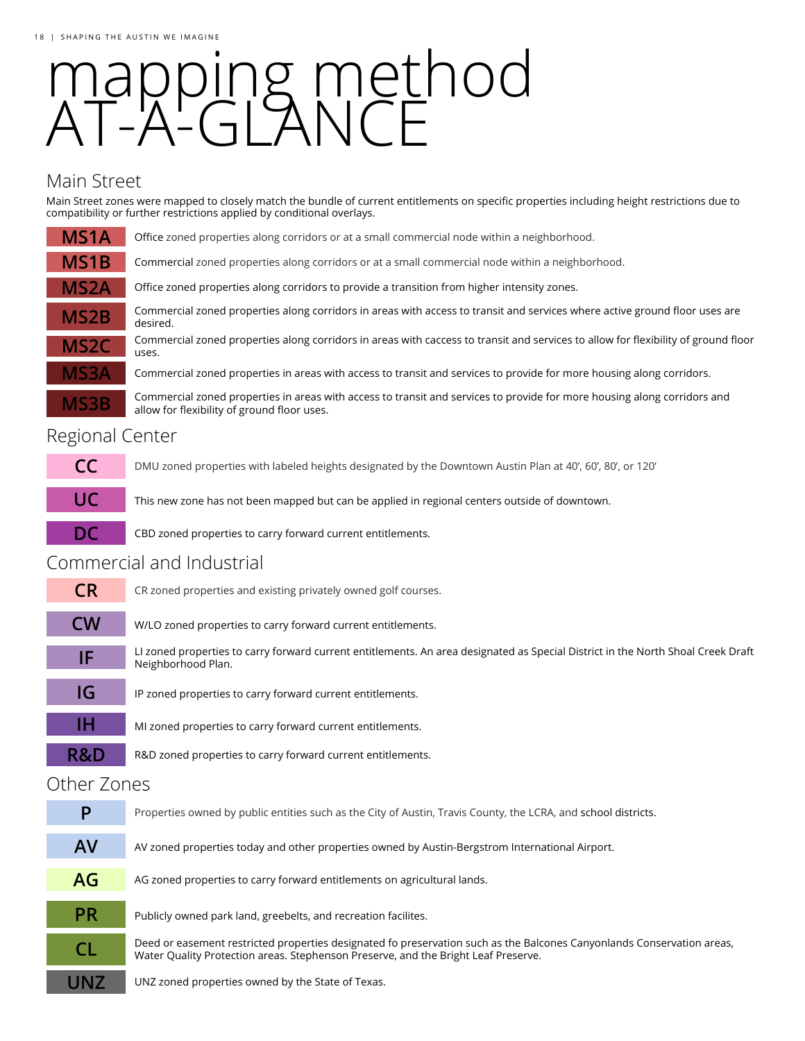# mapping method AT-A-GLANCE

## Main Street

Main Street zones were mapped to closely match the bundle of current entitlements on specific properties including height restrictions due to compatibility or further restrictions applied by conditional overlays.

| Zone | Description |
|---|---|
| **MS1A** | Office zoned properties along corridors or at a small commercial node within a neighborhood. |
| **MS1B** | Commercial zoned properties along corridors or at a small commercial node within a neighborhood. |
| **MS2A** | Office zoned properties along corridors to provide a transition from higher intensity zones. |
| **MS2B** | Commercial zoned properties along corridors in areas with access to transit and services where active ground floor uses are desired. |
| **MS2C** | Commercial zoned properties along corridors in areas with caccess to transit and services to allow for flexibility of ground floor uses. |
| **MS3A** | Commercial zoned properties in areas with access to transit and services to provide for more housing along corridors. |
| **MS3B** | Commercial zoned properties in areas with access to transit and services to provide for more housing along corridors and allow for flexibility of ground floor uses. |

## Regional Center

| Zone | Description |
|---|---|
| **CC** | DMU zoned properties with labeled heights designated by the Downtown Austin Plan at 40', 60', 80', or 120' |
| **UC** | This new zone has not been mapped but can be applied in regional centers outside of downtown. |
| **DC** | CBD zoned properties to carry forward current entitlements. |

## Commercial and Industrial

| Zone | Description |
|---|---|
| **CR** | CR zoned properties and existing privately owned golf courses. |
| **CW** | W/LO zoned properties to carry forward current entitlements. |
| **IF** | LI zoned properties to carry forward current entitlements. An area designated as Special District in the North Shoal Creek Draft Neighborhood Plan. |
| **IG** | IP zoned properties to carry forward current entitlements. |
| **IH** | MI zoned properties to carry forward current entitlements. |
| **R&D** | R&D zoned properties to carry forward current entitlements. |

## Other Zones

| Zone | Description |
|---|---|
| **P** | Properties owned by public entities such as the City of Austin, Travis County, the LCRA, and school districts. |
| **AV** | AV zoned properties today and other properties owned by Austin-Bergstrom International Airport. |
| **AG** | AG zoned properties to carry forward entitlements on agricultural lands. |
| **PR** | Publicly owned park land, greebelts, and recreation facilites. |
| **CL** | Deed or easement restricted properties designated fo preservation such as the Balcones Canyonlands Conservation areas, Water Quality Protection areas. Stephenson Preserve, and the Bright Leaf Preserve. |
| **UNZ** | UNZ zoned properties owned by the State of Texas. |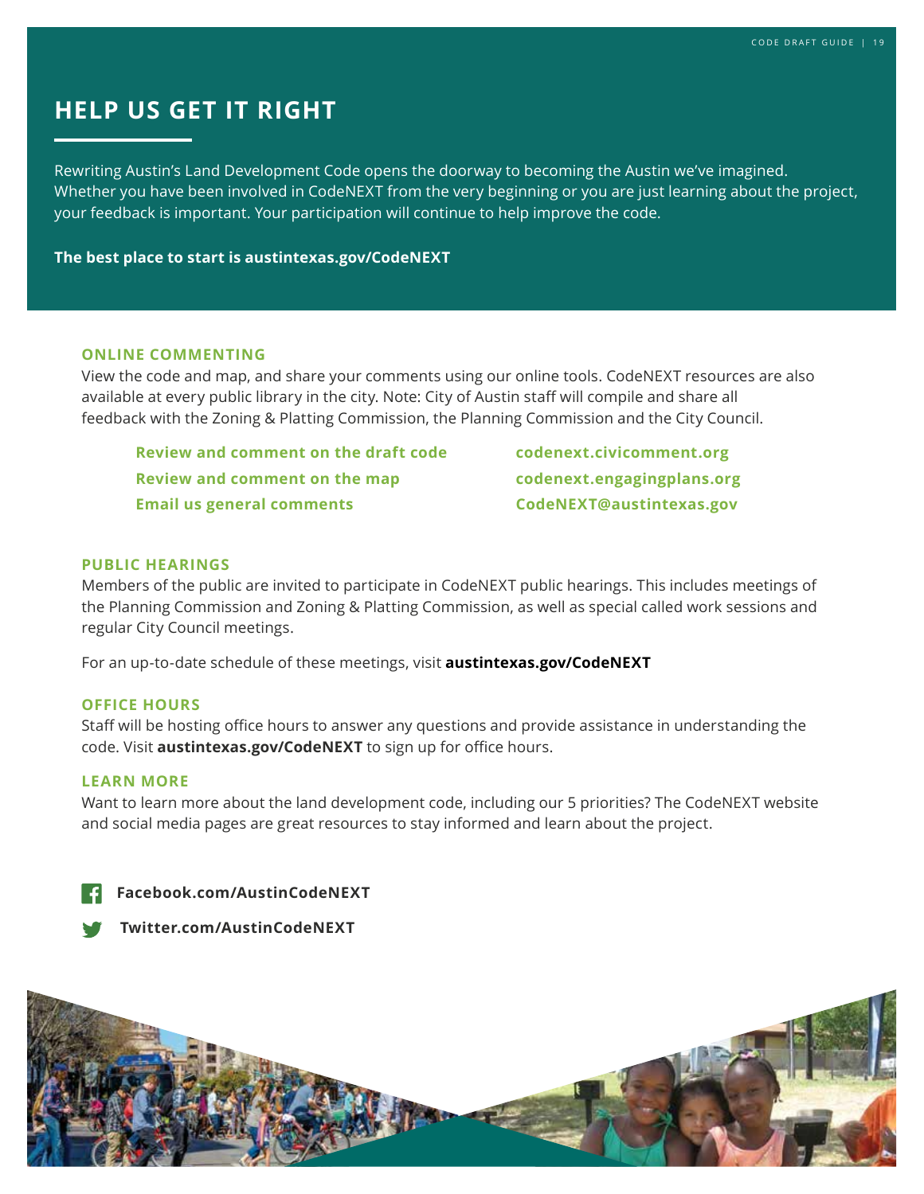## HELP US GET IT RIGHT

Rewriting Austin's Land Development Code opens the doorway to becoming the Austin we've imagined. Whether you have been involved in CodeNEXT from the very beginning or you are just learning about the project, your feedback is important. Your participation will continue to help improve the code.

**The best place to start is austintexas.gov/CodeNEXT**

### ONLINE COMMENTING

View the code and map, and share your comments using our online tools. CodeNEXT resources are also available at every public library in the city. Note: City of Austin staff will compile and share all feedback with the Zoning & Platting Commission, the Planning Commission and the City Council.

| | |
|---|---|
| **Review and comment on the draft code** | **codenext.civicomment.org** |
| **Review and comment on the map** | **codenext.engagingplans.org** |
| **Email us general comments** | **CodeNEXT@austintexas.gov** |

### PUBLIC HEARINGS

Members of the public are invited to participate in CodeNEXT public hearings. This includes meetings of the Planning Commission and Zoning & Platting Commission, as well as special called work sessions and regular City Council meetings.

For an up-to-date schedule of these meetings, visit **austintexas.gov/CodeNEXT**

### OFFICE HOURS

Staff will be hosting office hours to answer any questions and provide assistance in understanding the code. Visit **austintexas.gov/CodeNEXT** to sign up for office hours.

### LEARN MORE

Want to learn more about the land development code, including our 5 priorities? The CodeNEXT website and social media pages are great resources to stay informed and learn about the project.

**Facebook.com/AustinCodeNEXT**

**Twitter.com/AustinCodeNEXT**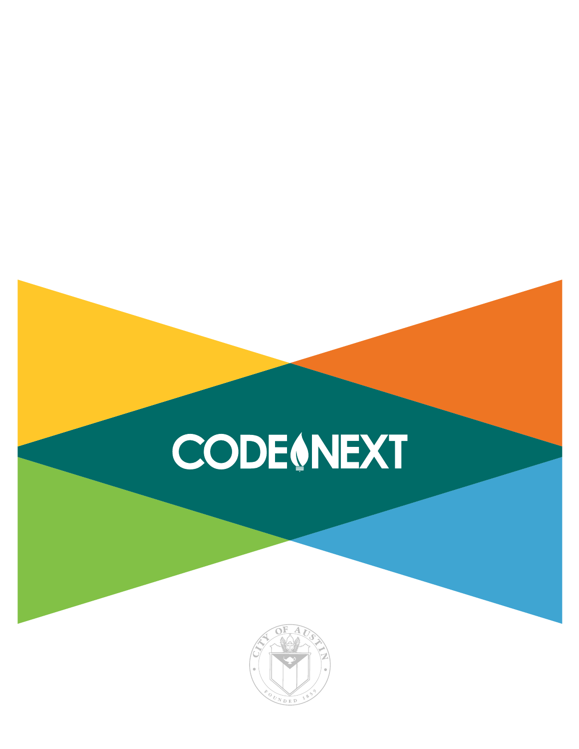CODENEXT

CITY OF AUSTIN

FOUNDED 1839